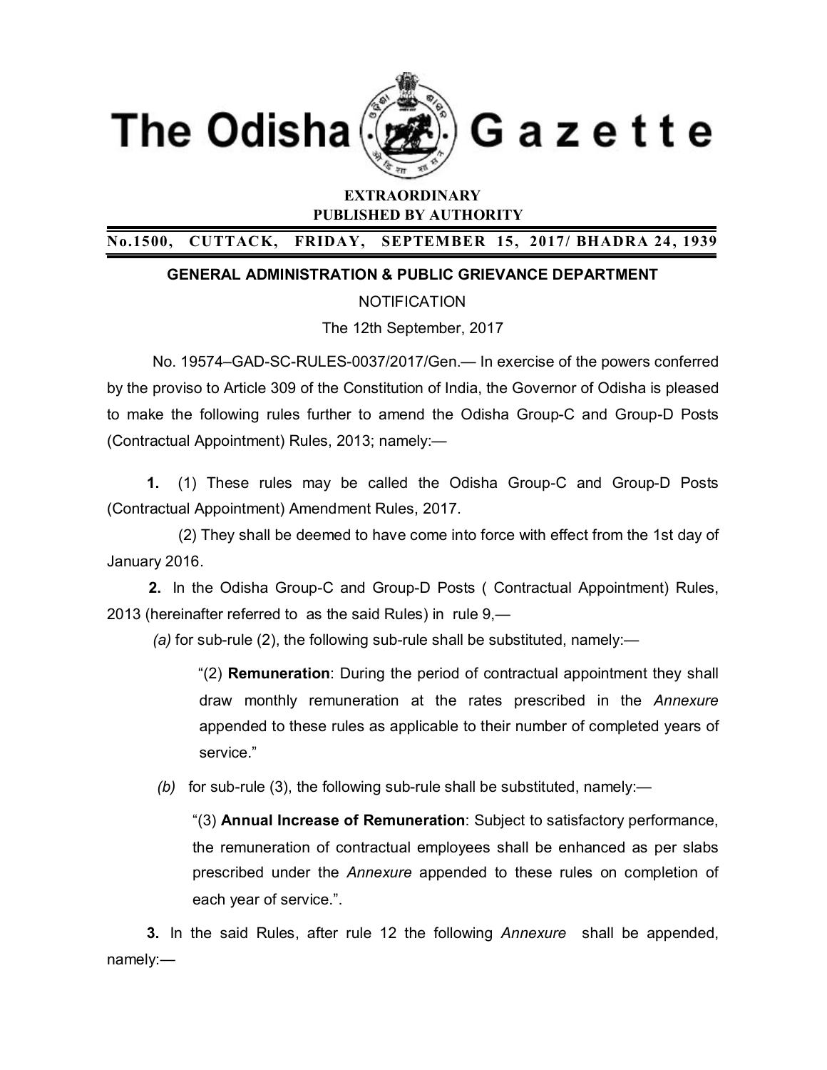# The Odisha Gazette

**EXTRAORDINARY**
**PUBLISHED BY AUTHORITY**

**No.1500, CUTTACK, FRIDAY, SEPTEMBER 15, 2017/ BHADRA 24, 1939**

## GENERAL ADMINISTRATION & PUBLIC GRIEVANCE DEPARTMENT

NOTIFICATION

The 12th September, 2017

No. 19574–GAD-SC-RULES-0037/2017/Gen.— In exercise of the powers conferred by the proviso to Article 309 of the Constitution of India, the Governor of Odisha is pleased to make the following rules further to amend the Odisha Group-C and Group-D Posts (Contractual Appointment) Rules, 2013; namely:—

**1.** (1) These rules may be called the Odisha Group-C and Group-D Posts (Contractual Appointment) Amendment Rules, 2017.

(2) They shall be deemed to have come into force with effect from the 1st day of January 2016.

**2.** In the Odisha Group-C and Group-D Posts ( Contractual Appointment) Rules, 2013 (hereinafter referred to as the said Rules) in rule 9,—

*(a)* for sub-rule (2), the following sub-rule shall be substituted, namely:—

> "(2) **Remuneration**: During the period of contractual appointment they shall draw monthly remuneration at the rates prescribed in the *Annexure* appended to these rules as applicable to their number of completed years of service."

*(b)* for sub-rule (3), the following sub-rule shall be substituted, namely:—

> "(3) **Annual Increase of Remuneration**: Subject to satisfactory performance, the remuneration of contractual employees shall be enhanced as per slabs prescribed under the *Annexure* appended to these rules on completion of each year of service.".

**3.** In the said Rules, after rule 12 the following *Annexure* shall be appended, namely:—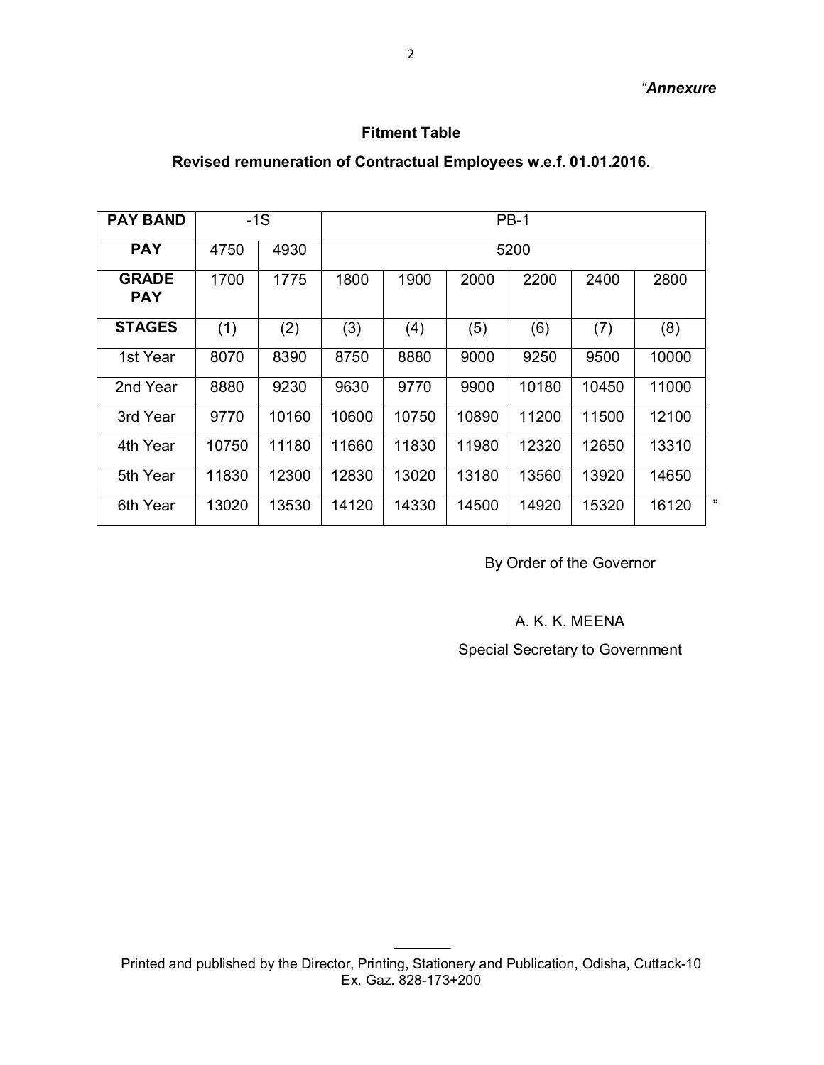*“Annexure*

**Fitment Table**

**Revised remuneration of Contractual Employees w.e.f. 01.01.2016**.

| **PAY BAND** | -1S | | PB-1 | | | | | |
|---|---|---|---|---|---|---|---|---|
| **PAY** | 4750 | 4930 | 5200 | | | | | |
| **GRADE PAY** | 1700 | 1775 | 1800 | 1900 | 2000 | 2200 | 2400 | 2800 |
| **STAGES** | (1) | (2) | (3) | (4) | (5) | (6) | (7) | (8) |
| 1st Year | 8070 | 8390 | 8750 | 8880 | 9000 | 9250 | 9500 | 10000 |
| 2nd Year | 8880 | 9230 | 9630 | 9770 | 9900 | 10180 | 10450 | 11000 |
| 3rd Year | 9770 | 10160 | 10600 | 10750 | 10890 | 11200 | 11500 | 12100 |
| 4th Year | 10750 | 11180 | 11660 | 11830 | 11980 | 12320 | 12650 | 13310 |
| 5th Year | 11830 | 12300 | 12830 | 13020 | 13180 | 13560 | 13920 | 14650 |
| 6th Year | 13020 | 13530 | 14120 | 14330 | 14500 | 14920 | 15320 | 16120 |

”

By Order of the Governor

A. K. K. MEENA

Special Secretary to Government

Printed and published by the Director, Printing, Stationery and Publication, Odisha, Cuttack-10
Ex. Gaz. 828-173+200